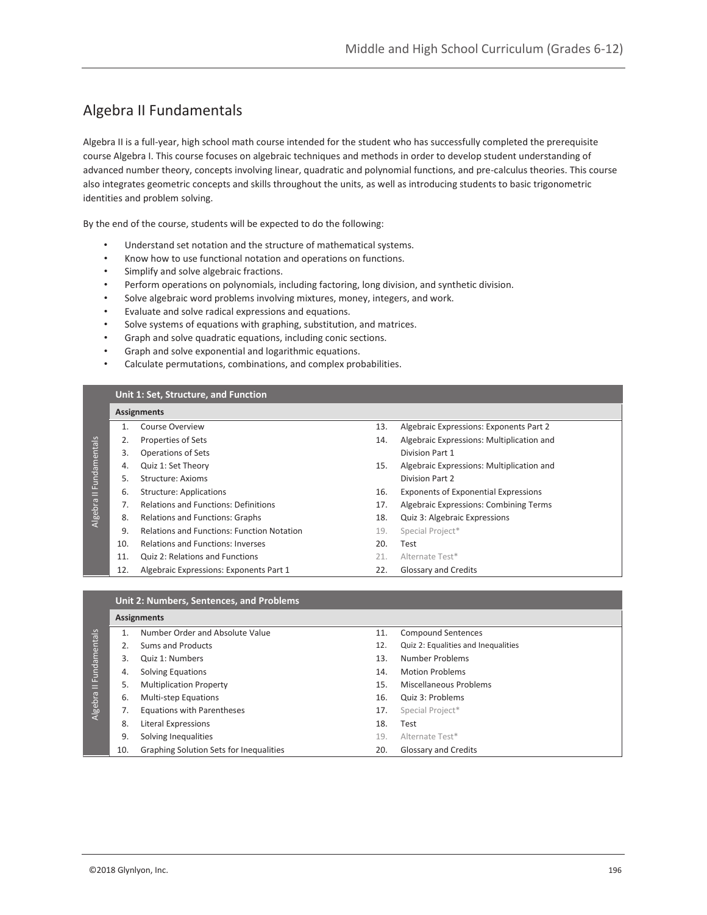# Algebra II Fundamentals

Algebra II is a full-year, high school math course intended for the student who has successfully completed the prerequisite course Algebra I. This course focuses on algebraic techniques and methods in order to develop student understanding of advanced number theory, concepts involving linear, quadratic and polynomial functions, and pre-calculus theories. This course also integrates geometric concepts and skills throughout the units, as well as introducing students to basic trigonometric identities and problem solving.

By the end of the course, students will be expected to do the following:

- Understand set notation and the structure of mathematical systems.
- Know how to use functional notation and operations on functions.
- Simplify and solve algebraic fractions.
- Perform operations on polynomials, including factoring, long division, and synthetic division.
- Solve algebraic word problems involving mixtures, money, integers, and work.
- Evaluate and solve radical expressions and equations.
- Solve systems of equations with graphing, substitution, and matrices.
- Graph and solve quadratic equations, including conic sections.
- Graph and solve exponential and logarithmic equations.
- Calculate permutations, combinations, and complex probabilities.

## Unit 1: Set, Structure, and Function

**Assignments**

1. Course Overview
2. Properties of Sets
3. Operations of Sets
4. Quiz 1: Set Theory
5. Structure: Axioms
6. Structure: Applications
7. Relations and Functions: Definitions
8. Relations and Functions: Graphs
9. Relations and Functions: Function Notation
10. Relations and Functions: Inverses
11. Quiz 2: Relations and Functions
12. Algebraic Expressions: Exponents Part 1
13. Algebraic Expressions: Exponents Part 2
14. Algebraic Expressions: Multiplication and Division Part 1
15. Algebraic Expressions: Multiplication and Division Part 2
16. Exponents of Exponential Expressions
17. Algebraic Expressions: Combining Terms
18. Quiz 3: Algebraic Expressions
19. Special Project*
20. Test
21. Alternate Test*
22. Glossary and Credits

## Unit 2: Numbers, Sentences, and Problems

**Assignments**

1. Number Order and Absolute Value
2. Sums and Products
3. Quiz 1: Numbers
4. Solving Equations
5. Multiplication Property
6. Multi-step Equations
7. Equations with Parentheses
8. Literal Expressions
9. Solving Inequalities
10. Graphing Solution Sets for Inequalities
11. Compound Sentences
12. Quiz 2: Equalities and Inequalities
13. Number Problems
14. Motion Problems
15. Miscellaneous Problems
16. Quiz 3: Problems
17. Special Project*
18. Test
19. Alternate Test*
20. Glossary and Credits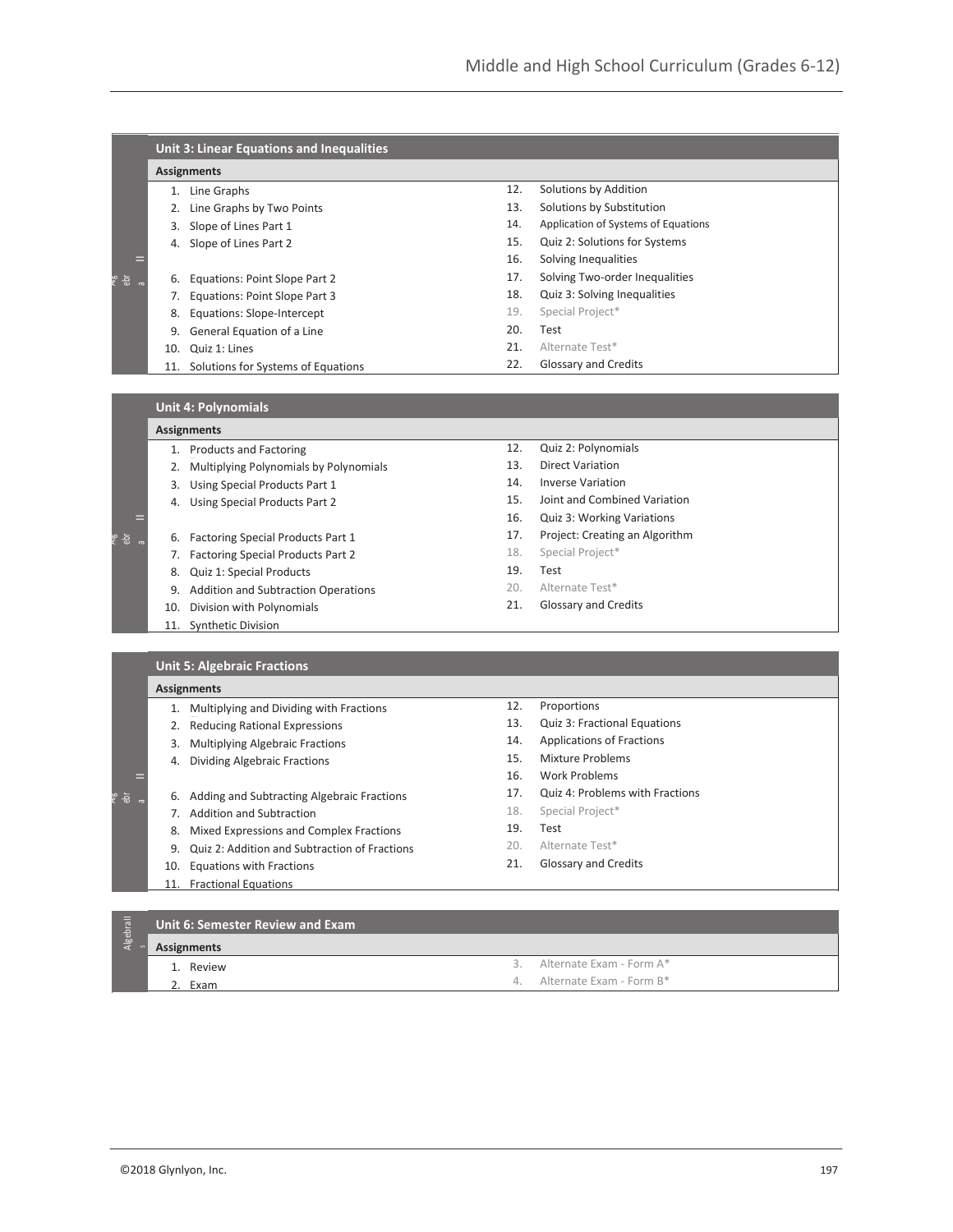## Unit 3: Linear Equations and Inequalities

**Assignments**

1. Line Graphs
2. Line Graphs by Two Points
3. Slope of Lines Part 1
4. Slope of Lines Part 2
6. Equations: Point Slope Part 2
7. Equations: Point Slope Part 3
8. Equations: Slope-Intercept
9. General Equation of a Line
10. Quiz 1: Lines
11. Solutions for Systems of Equations
12. Solutions by Addition
13. Solutions by Substitution
14. Application of Systems of Equations
15. Quiz 2: Solutions for Systems
16. Solving Inequalities
17. Solving Two-order Inequalities
18. Quiz 3: Solving Inequalities
19. Special Project*
20. Test
21. Alternate Test*
22. Glossary and Credits

## Unit 4: Polynomials

**Assignments**

1. Products and Factoring
2. Multiplying Polynomials by Polynomials
3. Using Special Products Part 1
4. Using Special Products Part 2
6. Factoring Special Products Part 1
7. Factoring Special Products Part 2
8. Quiz 1: Special Products
9. Addition and Subtraction Operations
10. Division with Polynomials
11. Synthetic Division
12. Quiz 2: Polynomials
13. Direct Variation
14. Inverse Variation
15. Joint and Combined Variation
16. Quiz 3: Working Variations
17. Project: Creating an Algorithm
18. Special Project*
19. Test
20. Alternate Test*
21. Glossary and Credits

## Unit 5: Algebraic Fractions

**Assignments**

1. Multiplying and Dividing with Fractions
2. Reducing Rational Expressions
3. Multiplying Algebraic Fractions
4. Dividing Algebraic Fractions
6. Adding and Subtracting Algebraic Fractions
7. Addition and Subtraction
8. Mixed Expressions and Complex Fractions
9. Quiz 2: Addition and Subtraction of Fractions
10. Equations with Fractions
11. Fractional Equations
12. Proportions
13. Quiz 3: Fractional Equations
14. Applications of Fractions
15. Mixture Problems
16. Work Problems
17. Quiz 4: Problems with Fractions
18. Special Project*
19. Test
20. Alternate Test*
21. Glossary and Credits

## Unit 6: Semester Review and Exam

**Assignments**

1. Review
2. Exam
3. Alternate Exam - Form A*
4. Alternate Exam - Form B*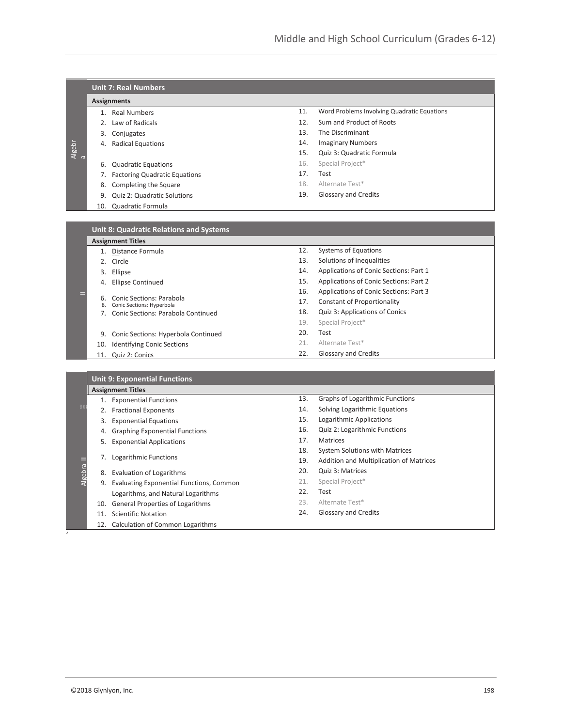## Unit 7: Real Numbers

**Assignments**

1. Real Numbers
2. Law of Radicals
3. Conjugates
4. Radical Equations
6. Quadratic Equations
7. Factoring Quadratic Equations
8. Completing the Square
9. Quiz 2: Quadratic Solutions
10. Quadratic Formula
11. Word Problems Involving Quadratic Equations
12. Sum and Product of Roots
13. The Discriminant
14. Imaginary Numbers
15. Quiz 3: Quadratic Formula
16. Special Project*
17. Test
18. Alternate Test*
19. Glossary and Credits

## Unit 8: Quadratic Relations and Systems

**Assignment Titles**

1. Distance Formula
2. Circle
3. Ellipse
4. Ellipse Continued
6. Conic Sections: Parabola
8. Conic Sections: Hyperbola
7. Conic Sections: Parabola Continued
9. Conic Sections: Hyperbola Continued
10. Identifying Conic Sections
11. Quiz 2: Conics
12. Systems of Equations
13. Solutions of Inequalities
14. Applications of Conic Sections: Part 1
15. Applications of Conic Sections: Part 2
16. Applications of Conic Sections: Part 3
17. Constant of Proportionality
18. Quiz 3: Applications of Conics
19. Special Project*
20. Test
21. Alternate Test*
22. Glossary and Credits

## Unit 9: Exponential Functions

**Assignment Titles**

1. Exponential Functions
2. Fractional Exponents
3. Exponential Equations
4. Graphing Exponential Functions
5. Exponential Applications
7. Logarithmic Functions
8. Evaluation of Logarithms
9. Evaluating Exponential Functions, Common Logarithms, and Natural Logarithms
10. General Properties of Logarithms
11. Scientific Notation
12. Calculation of Common Logarithms
13. Graphs of Logarithmic Functions
14. Solving Logarithmic Equations
15. Logarithmic Applications
16. Quiz 2: Logarithmic Functions
17. Matrices
18. System Solutions with Matrices
19. Addition and Multiplication of Matrices
20. Quiz 3: Matrices
21. Special Project*
22. Test
23. Alternate Test*
24. Glossary and Credits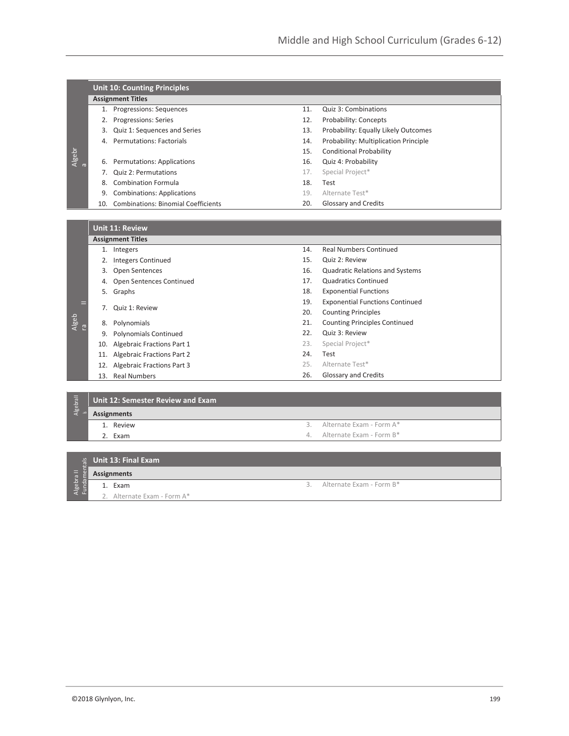| Algebra | Unit 10: Counting Principles | | | |
|---|---|---|---|---|
| | **Assignment Titles** | | | |
| | 1. | Progressions: Sequences | 11. | Quiz 3: Combinations |
| | 2. | Progressions: Series | 12. | Probability: Concepts |
| | 3. | Quiz 1: Sequences and Series | 13. | Probability: Equally Likely Outcomes |
| | 4. | Permutations: Factorials | 14. | Probability: Multiplication Principle |
| | | | 15. | Conditional Probability |
| | 6. | Permutations: Applications | 16. | Quiz 4: Probability |
| | 7. | Quiz 2: Permutations | 17. | Special Project* |
| | 8. | Combination Formula | 18. | Test |
| | 9. | Combinations: Applications | 19. | Alternate Test* |
| | 10. | Combinations: Binomial Coefficients | 20. | Glossary and Credits |

| Algebra II | Unit 11: Review | | | |
|---|---|---|---|---|
| | **Assignment Titles** | | | |
| | 1. | Integers | 14. | Real Numbers Continued |
| | 2. | Integers Continued | 15. | Quiz 2: Review |
| | 3. | Open Sentences | 16. | Quadratic Relations and Systems |
| | 4. | Open Sentences Continued | 17. | Quadratics Continued |
| | 5. | Graphs | 18. | Exponential Functions |
| | 7. | Quiz 1: Review | 19. | Exponential Functions Continued |
| | | | 20. | Counting Principles |
| | 8. | Polynomials | 21. | Counting Principles Continued |
| | 9. | Polynomials Continued | 22. | Quiz 3: Review |
| | 10. | Algebraic Fractions Part 1 | 23. | Special Project* |
| | 11. | Algebraic Fractions Part 2 | 24. | Test |
| | 12. | Algebraic Fractions Part 3 | 25. | Alternate Test* |
| | 13. | Real Numbers | 26. | Glossary and Credits |

| AlgebraII s | Unit 12: Semester Review and Exam | | | |
|---|---|---|---|---|
| | **Assignments** | | | |
| | 1. | Review | 3. | Alternate Exam - Form A* |
| | 2. | Exam | 4. | Alternate Exam - Form B* |

| Algebra II Fundamentals | Unit 13: Final Exam | | | |
|---|---|---|---|---|
| | **Assignments** | | | |
| | 1. | Exam | 3. | Alternate Exam - Form B* |
| | 2. | Alternate Exam - Form A* | | |